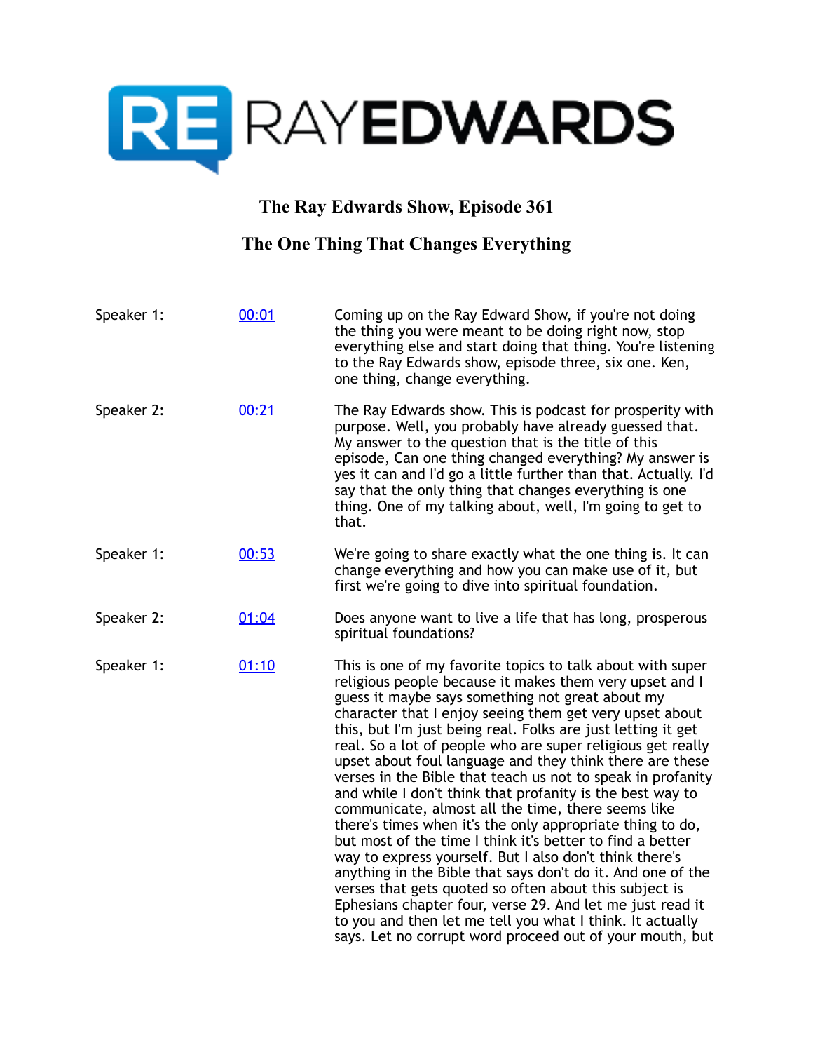# The Ray Edwards Show, Episode 361

## The One Thing That Changes Everything

| Speaker | Time | Text |
| --- | --- | --- |
| Speaker 1: | 00:01 | Coming up on the Ray Edward Show, if you're not doing the thing you were meant to be doing right now, stop everything else and start doing that thing. You're listening to the Ray Edwards show, episode three, six one. Ken, one thing, change everything. |
| Speaker 2: | 00:21 | The Ray Edwards show. This is podcast for prosperity with purpose. Well, you probably have already guessed that. My answer to the question that is the title of this episode, Can one thing changed everything? My answer is yes it can and I'd go a little further than that. Actually. I'd say that the only thing that changes everything is one thing. One of my talking about, well, I'm going to get to that. |
| Speaker 1: | 00:53 | We're going to share exactly what the one thing is. It can change everything and how you can make use of it, but first we're going to dive into spiritual foundation. |
| Speaker 2: | 01:04 | Does anyone want to live a life that has long, prosperous spiritual foundations? |
| Speaker 1: | 01:10 | This is one of my favorite topics to talk about with super religious people because it makes them very upset and I guess it maybe says something not great about my character that I enjoy seeing them get very upset about this, but I'm just being real. Folks are just letting it get real. So a lot of people who are super religious get really upset about foul language and they think there are these verses in the Bible that teach us not to speak in profanity and while I don't think that profanity is the best way to communicate, almost all the time, there seems like there's times when it's the only appropriate thing to do, but most of the time I think it's better to find a better way to express yourself. But I also don't think there's anything in the Bible that says don't do it. And one of the verses that gets quoted so often about this subject is Ephesians chapter four, verse 29. And let me just read it to you and then let me tell you what I think. It actually says. Let no corrupt word proceed out of your mouth, but |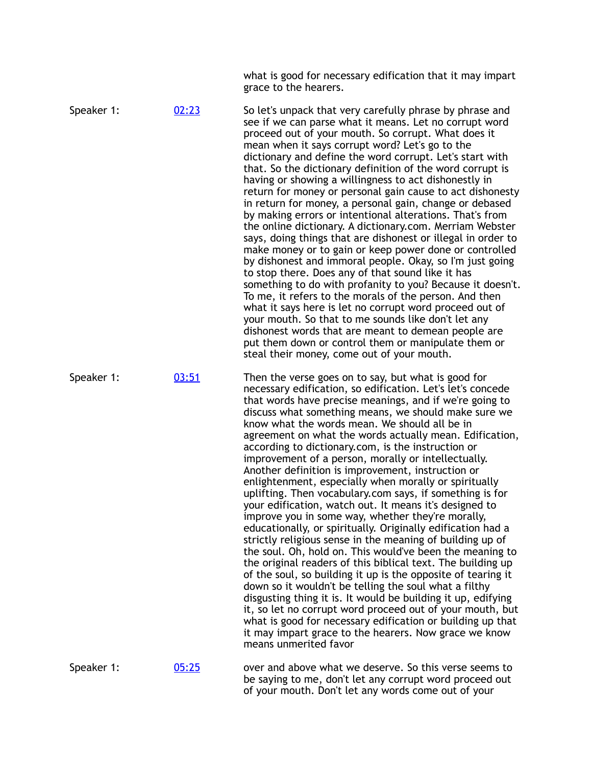what is good for necessary edification that it may impart grace to the hearers.

| | | |
|---|---|---|
| Speaker 1: | [02:23] | So let's unpack that very carefully phrase by phrase and see if we can parse what it means. Let no corrupt word proceed out of your mouth. So corrupt. What does it mean when it says corrupt word? Let's go to the dictionary and define the word corrupt. Let's start with that. So the dictionary definition of the word corrupt is having or showing a willingness to act dishonestly in return for money or personal gain cause to act dishonesty in return for money, a personal gain, change or debased by making errors or intentional alterations. That's from the online dictionary. A dictionary.com. Merriam Webster says, doing things that are dishonest or illegal in order to make money or to gain or keep power done or controlled by dishonest and immoral people. Okay, so I'm just going to stop there. Does any of that sound like it has something to do with profanity to you? Because it doesn't. To me, it refers to the morals of the person. And then what it says here is let no corrupt word proceed out of your mouth. So that to me sounds like don't let any dishonest words that are meant to demean people are put them down or control them or manipulate them or steal their money, come out of your mouth. |
| Speaker 1: | [03:51] | Then the verse goes on to say, but what is good for necessary edification, so edification. Let's let's concede that words have precise meanings, and if we're going to discuss what something means, we should make sure we know what the words mean. We should all be in agreement on what the words actually mean. Edification, according to dictionary.com, is the instruction or improvement of a person, morally or intellectually. Another definition is improvement, instruction or enlightenment, especially when morally or spiritually uplifting. Then vocabulary.com says, if something is for your edification, watch out. It means it's designed to improve you in some way, whether they're morally, educationally, or spiritually. Originally edification had a strictly religious sense in the meaning of building up of the soul. Oh, hold on. This would've been the meaning to the original readers of this biblical text. The building up of the soul, so building it up is the opposite of tearing it down so it wouldn't be telling the soul what a filthy disgusting thing it is. It would be building it up, edifying it, so let no corrupt word proceed out of your mouth, but what is good for necessary edification or building up that it may impart grace to the hearers. Now grace we know means unmerited favor |
| Speaker 1: | [05:25] | over and above what we deserve. So this verse seems to be saying to me, don't let any corrupt word proceed out of your mouth. Don't let any words come out of your |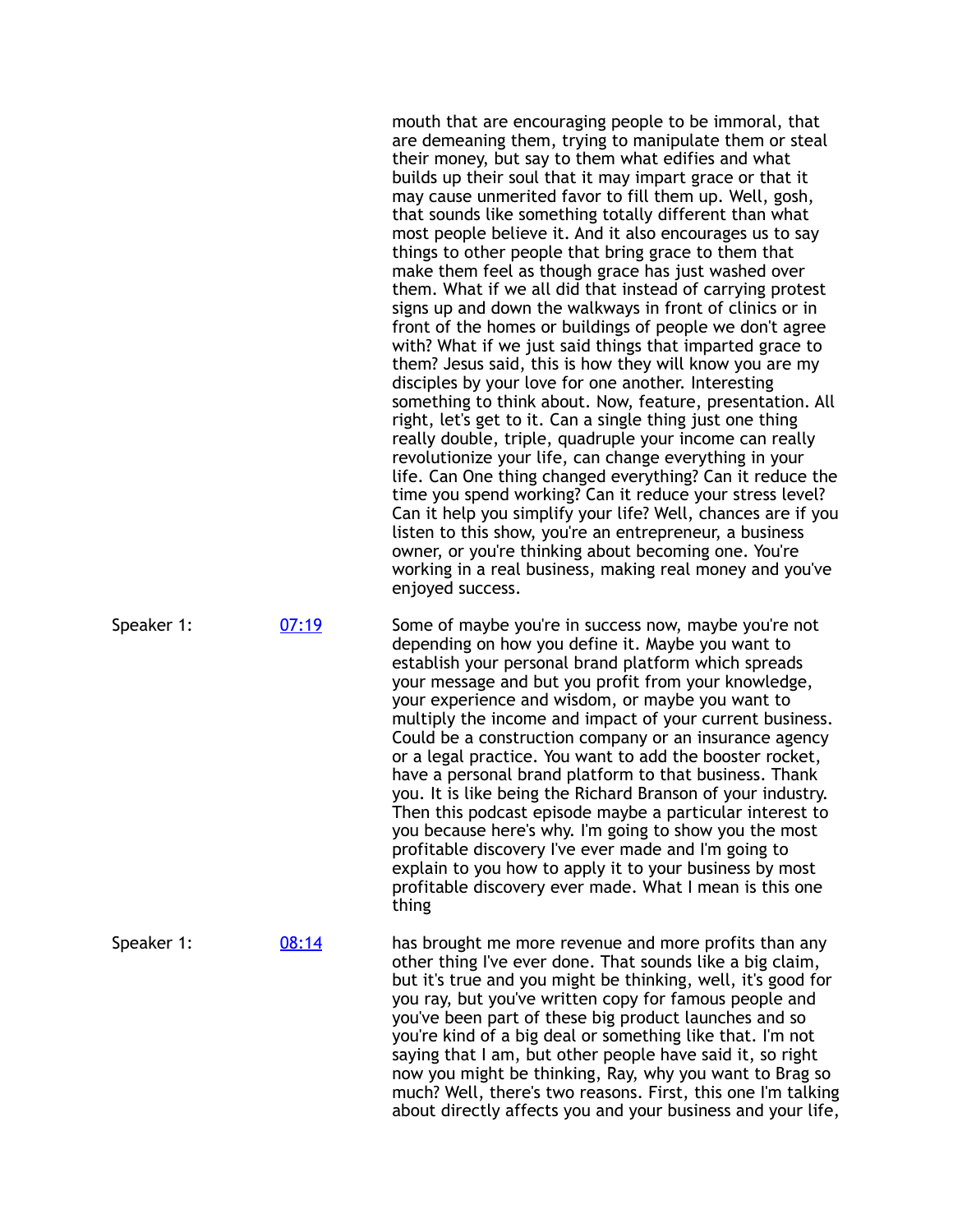mouth that are encouraging people to be immoral, that are demeaning them, trying to manipulate them or steal their money, but say to them what edifies and what builds up their soul that it may impart grace or that it may cause unmerited favor to fill them up. Well, gosh, that sounds like something totally different than what most people believe it. And it also encourages us to say things to other people that bring grace to them that make them feel as though grace has just washed over them. What if we all did that instead of carrying protest signs up and down the walkways in front of clinics or in front of the homes or buildings of people we don't agree with? What if we just said things that imparted grace to them? Jesus said, this is how they will know you are my disciples by your love for one another. Interesting something to think about. Now, feature, presentation. All right, let's get to it. Can a single thing just one thing really double, triple, quadruple your income can really revolutionize your life, can change everything in your life. Can One thing changed everything? Can it reduce the time you spend working? Can it reduce your stress level? Can it help you simplify your life? Well, chances are if you listen to this show, you're an entrepreneur, a business owner, or you're thinking about becoming one. You're working in a real business, making real money and you've enjoyed success.

Speaker 1: [07:19]

Some of maybe you're in success now, maybe you're not depending on how you define it. Maybe you want to establish your personal brand platform which spreads your message and but you profit from your knowledge, your experience and wisdom, or maybe you want to multiply the income and impact of your current business. Could be a construction company or an insurance agency or a legal practice. You want to add the booster rocket, have a personal brand platform to that business. Thank you. It is like being the Richard Branson of your industry. Then this podcast episode maybe a particular interest to you because here's why. I'm going to show you the most profitable discovery I've ever made and I'm going to explain to you how to apply it to your business by most profitable discovery ever made. What I mean is this one thing

Speaker 1: [08:14]

has brought me more revenue and more profits than any other thing I've ever done. That sounds like a big claim, but it's true and you might be thinking, well, it's good for you ray, but you've written copy for famous people and you've been part of these big product launches and so you're kind of a big deal or something like that. I'm not saying that I am, but other people have said it, so right now you might be thinking, Ray, why you want to Brag so much? Well, there's two reasons. First, this one I'm talking about directly affects you and your business and your life,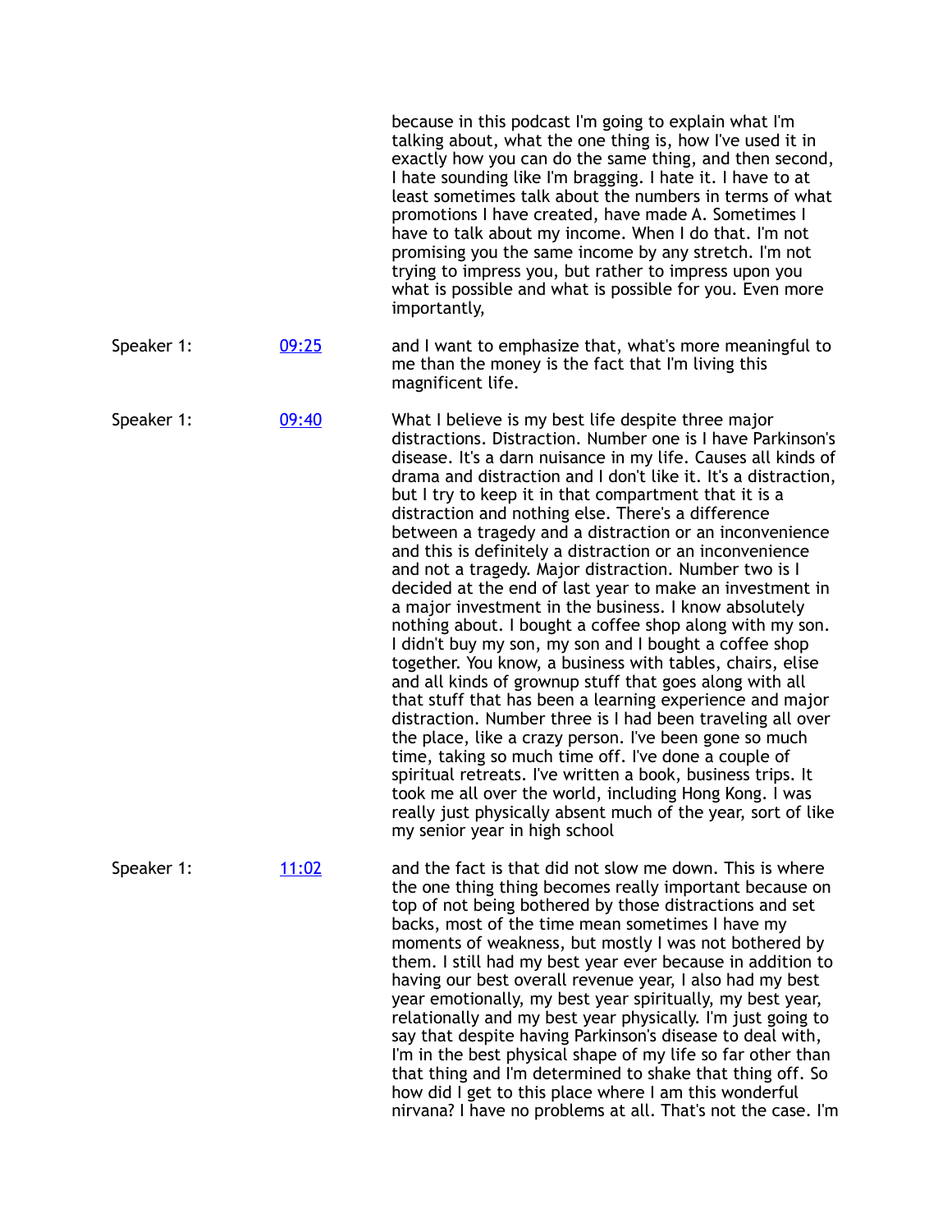because in this podcast I'm going to explain what I'm talking about, what the one thing is, how I've used it in exactly how you can do the same thing, and then second, I hate sounding like I'm bragging. I hate it. I have to at least sometimes talk about the numbers in terms of what promotions I have created, have made A. Sometimes I have to talk about my income. When I do that. I'm not promising you the same income by any stretch. I'm not trying to impress you, but rather to impress upon you what is possible and what is possible for you. Even more importantly,

| | | |
|---|---|---|
| Speaker 1: | [09:25]() | and I want to emphasize that, what's more meaningful to me than the money is the fact that I'm living this magnificent life. |
| Speaker 1: | [09:40]() | What I believe is my best life despite three major distractions. Distraction. Number one is I have Parkinson's disease. It's a darn nuisance in my life. Causes all kinds of drama and distraction and I don't like it. It's a distraction, but I try to keep it in that compartment that it is a distraction and nothing else. There's a difference between a tragedy and a distraction or an inconvenience and this is definitely a distraction or an inconvenience and not a tragedy. Major distraction. Number two is I decided at the end of last year to make an investment in a major investment in the business. I know absolutely nothing about. I bought a coffee shop along with my son. I didn't buy my son, my son and I bought a coffee shop together. You know, a business with tables, chairs, elise and all kinds of grownup stuff that goes along with all that stuff that has been a learning experience and major distraction. Number three is I had been traveling all over the place, like a crazy person. I've been gone so much time, taking so much time off. I've done a couple of spiritual retreats. I've written a book, business trips. It took me all over the world, including Hong Kong. I was really just physically absent much of the year, sort of like my senior year in high school |
| Speaker 1: | [11:02]() | and the fact is that did not slow me down. This is where the one thing thing becomes really important because on top of not being bothered by those distractions and set backs, most of the time mean sometimes I have my moments of weakness, but mostly I was not bothered by them. I still had my best year ever because in addition to having our best overall revenue year, I also had my best year emotionally, my best year spiritually, my best year, relationally and my best year physically. I'm just going to say that despite having Parkinson's disease to deal with, I'm in the best physical shape of my life so far other than that thing and I'm determined to shake that thing off. So how did I get to this place where I am this wonderful nirvana? I have no problems at all. That's not the case. I'm |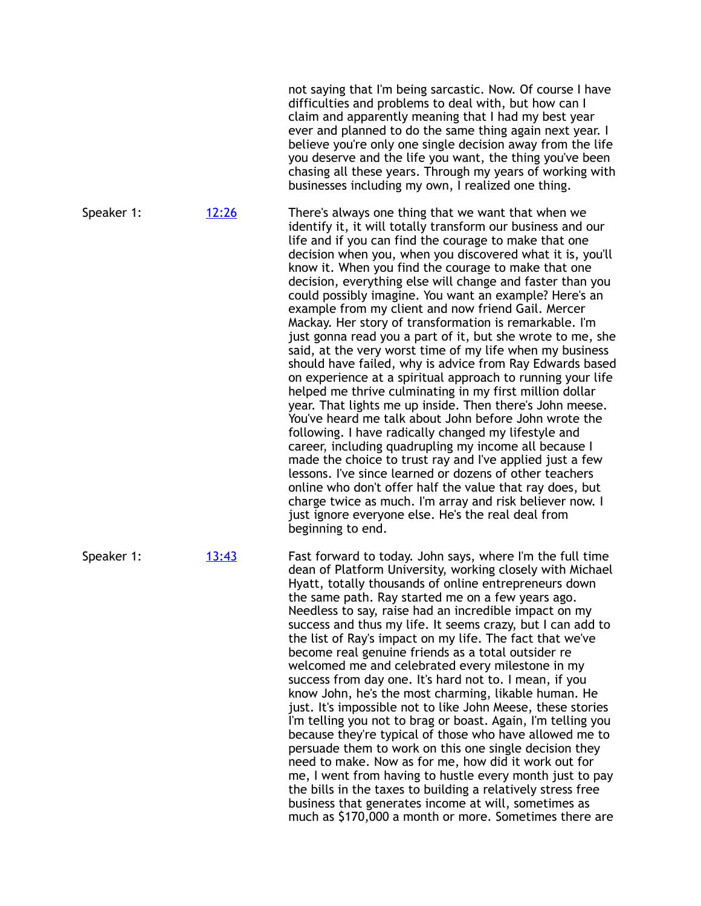not saying that I'm being sarcastic. Now. Of course I have difficulties and problems to deal with, but how can I claim and apparently meaning that I had my best year ever and planned to do the same thing again next year. I believe you're only one single decision away from the life you deserve and the life you want, the thing you've been chasing all these years. Through my years of working with businesses including my own, I realized one thing.

Speaker 1: [12:26]

There's always one thing that we want that when we identify it, it will totally transform our business and our life and if you can find the courage to make that one decision when you, when you discovered what it is, you'll know it. When you find the courage to make that one decision, everything else will change and faster than you could possibly imagine. You want an example? Here's an example from my client and now friend Gail. Mercer Mackay. Her story of transformation is remarkable. I'm just gonna read you a part of it, but she wrote to me, she said, at the very worst time of my life when my business should have failed, why is advice from Ray Edwards based on experience at a spiritual approach to running your life helped me thrive culminating in my first million dollar year. That lights me up inside. Then there's John meese. You've heard me talk about John before John wrote the following. I have radically changed my lifestyle and career, including quadrupling my income all because I made the choice to trust ray and I've applied just a few lessons. I've since learned or dozens of other teachers online who don't offer half the value that ray does, but charge twice as much. I'm array and risk believer now. I just ignore everyone else. He's the real deal from beginning to end.

Speaker 1: [13:43]

Fast forward to today. John says, where I'm the full time dean of Platform University, working closely with Michael Hyatt, totally thousands of online entrepreneurs down the same path. Ray started me on a few years ago. Needless to say, raise had an incredible impact on my success and thus my life. It seems crazy, but I can add to the list of Ray's impact on my life. The fact that we've become real genuine friends as a total outsider re welcomed me and celebrated every milestone in my success from day one. It's hard not to. I mean, if you know John, he's the most charming, likable human. He just. It's impossible not to like John Meese, these stories I'm telling you not to brag or boast. Again, I'm telling you because they're typical of those who have allowed me to persuade them to work on this one single decision they need to make. Now as for me, how did it work out for me, I went from having to hustle every month just to pay the bills in the taxes to building a relatively stress free business that generates income at will, sometimes as much as $170,000 a month or more. Sometimes there are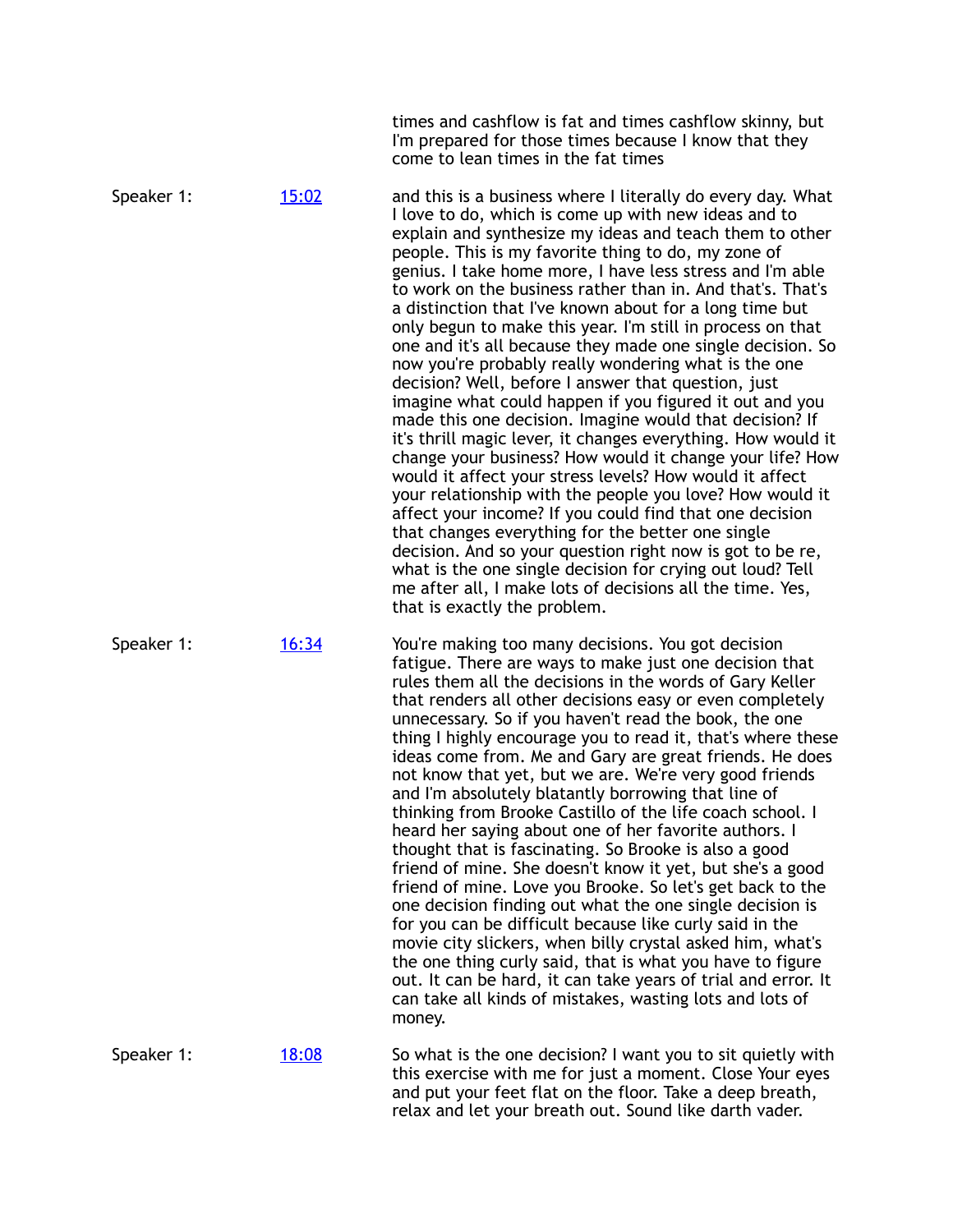times and cashflow is fat and times cashflow skinny, but I'm prepared for those times because I know that they come to lean times in the fat times

Speaker 1: [15:02]

and this is a business where I literally do every day. What I love to do, which is come up with new ideas and to explain and synthesize my ideas and teach them to other people. This is my favorite thing to do, my zone of genius. I take home more, I have less stress and I'm able to work on the business rather than in. And that's. That's a distinction that I've known about for a long time but only begun to make this year. I'm still in process on that one and it's all because they made one single decision. So now you're probably really wondering what is the one decision? Well, before I answer that question, just imagine what could happen if you figured it out and you made this one decision. Imagine would that decision? If it's thrill magic lever, it changes everything. How would it change your business? How would it change your life? How would it affect your stress levels? How would it affect your relationship with the people you love? How would it affect your income? If you could find that one decision that changes everything for the better one single decision. And so your question right now is got to be re, what is the one single decision for crying out loud? Tell me after all, I make lots of decisions all the time. Yes, that is exactly the problem.

Speaker 1: [16:34]

You're making too many decisions. You got decision fatigue. There are ways to make just one decision that rules them all the decisions in the words of Gary Keller that renders all other decisions easy or even completely unnecessary. So if you haven't read the book, the one thing I highly encourage you to read it, that's where these ideas come from. Me and Gary are great friends. He does not know that yet, but we are. We're very good friends and I'm absolutely blatantly borrowing that line of thinking from Brooke Castillo of the life coach school. I heard her saying about one of her favorite authors. I thought that is fascinating. So Brooke is also a good friend of mine. She doesn't know it yet, but she's a good friend of mine. Love you Brooke. So let's get back to the one decision finding out what the one single decision is for you can be difficult because like curly said in the movie city slickers, when billy crystal asked him, what's the one thing curly said, that is what you have to figure out. It can be hard, it can take years of trial and error. It can take all kinds of mistakes, wasting lots and lots of money.

Speaker 1: [18:08]

So what is the one decision? I want you to sit quietly with this exercise with me for just a moment. Close Your eyes and put your feet flat on the floor. Take a deep breath, relax and let your breath out. Sound like darth vader.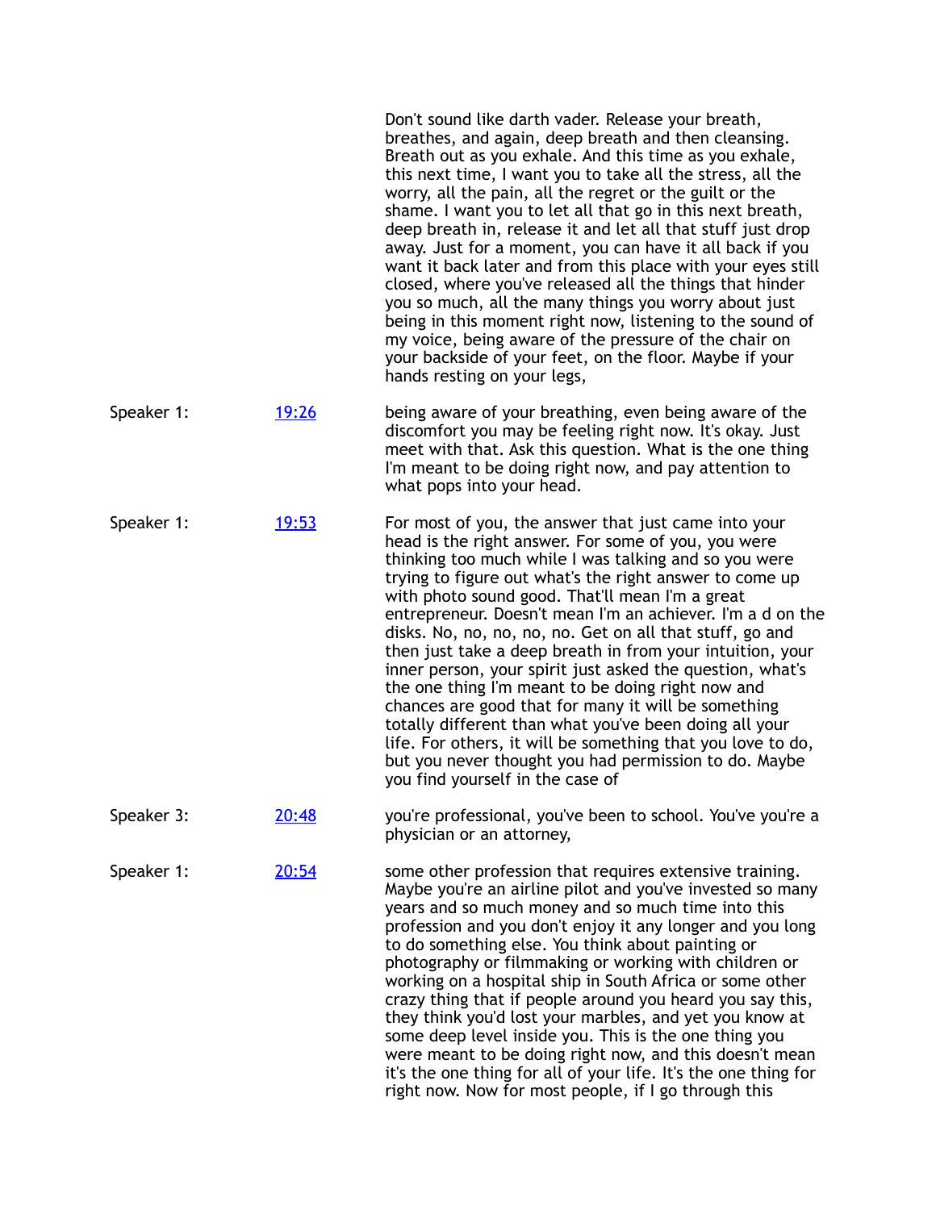Don't sound like darth vader. Release your breath, breathes, and again, deep breath and then cleansing. Breath out as you exhale. And this time as you exhale, this next time, I want you to take all the stress, all the worry, all the pain, all the regret or the guilt or the shame. I want you to let all that go in this next breath, deep breath in, release it and let all that stuff just drop away. Just for a moment, you can have it all back if you want it back later and from this place with your eyes still closed, where you've released all the things that hinder you so much, all the many things you worry about just being in this moment right now, listening to the sound of my voice, being aware of the pressure of the chair on your backside of your feet, on the floor. Maybe if your hands resting on your legs,

| | | |
|---|---|---|
| Speaker 1: | [19:26]() | being aware of your breathing, even being aware of the discomfort you may be feeling right now. It's okay. Just meet with that. Ask this question. What is the one thing I'm meant to be doing right now, and pay attention to what pops into your head. |
| Speaker 1: | [19:53]() | For most of you, the answer that just came into your head is the right answer. For some of you, you were thinking too much while I was talking and so you were trying to figure out what's the right answer to come up with photo sound good. That'll mean I'm a great entrepreneur. Doesn't mean I'm an achiever. I'm a d on the disks. No, no, no, no, no. Get on all that stuff, go and then just take a deep breath in from your intuition, your inner person, your spirit just asked the question, what's the one thing I'm meant to be doing right now and chances are good that for many it will be something totally different than what you've been doing all your life. For others, it will be something that you love to do, but you never thought you had permission to do. Maybe you find yourself in the case of |
| Speaker 3: | [20:48]() | you're professional, you've been to school. You've you're a physician or an attorney, |
| Speaker 1: | [20:54]() | some other profession that requires extensive training. Maybe you're an airline pilot and you've invested so many years and so much money and so much time into this profession and you don't enjoy it any longer and you long to do something else. You think about painting or photography or filmmaking or working with children or working on a hospital ship in South Africa or some other crazy thing that if people around you heard you say this, they think you'd lost your marbles, and yet you know at some deep level inside you. This is the one thing you were meant to be doing right now, and this doesn't mean it's the one thing for all of your life. It's the one thing for right now. Now for most people, if I go through this |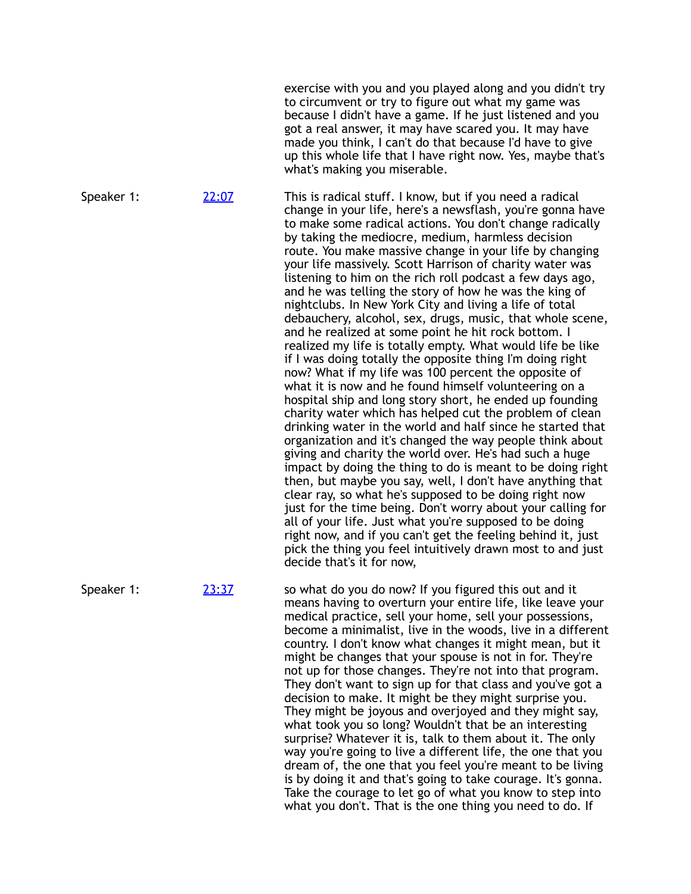exercise with you and you played along and you didn't try to circumvent or try to figure out what my game was because I didn't have a game. If he just listened and you got a real answer, it may have scared you. It may have made you think, I can't do that because I'd have to give up this whole life that I have right now. Yes, maybe that's what's making you miserable.

Speaker 1: [22:07]

This is radical stuff. I know, but if you need a radical change in your life, here's a newsflash, you're gonna have to make some radical actions. You don't change radically by taking the mediocre, medium, harmless decision route. You make massive change in your life by changing your life massively. Scott Harrison of charity water was listening to him on the rich roll podcast a few days ago, and he was telling the story of how he was the king of nightclubs. In New York City and living a life of total debauchery, alcohol, sex, drugs, music, that whole scene, and he realized at some point he hit rock bottom. I realized my life is totally empty. What would life be like if I was doing totally the opposite thing I'm doing right now? What if my life was 100 percent the opposite of what it is now and he found himself volunteering on a hospital ship and long story short, he ended up founding charity water which has helped cut the problem of clean drinking water in the world and half since he started that organization and it's changed the way people think about giving and charity the world over. He's had such a huge impact by doing the thing to do is meant to be doing right then, but maybe you say, well, I don't have anything that clear ray, so what he's supposed to be doing right now just for the time being. Don't worry about your calling for all of your life. Just what you're supposed to be doing right now, and if you can't get the feeling behind it, just pick the thing you feel intuitively drawn most to and just decide that's it for now,

Speaker 1: [23:37]

so what do you do now? If you figured this out and it means having to overturn your entire life, like leave your medical practice, sell your home, sell your possessions, become a minimalist, live in the woods, live in a different country. I don't know what changes it might mean, but it might be changes that your spouse is not in for. They're not up for those changes. They're not into that program. They don't want to sign up for that class and you've got a decision to make. It might be they might surprise you. They might be joyous and overjoyed and they might say, what took you so long? Wouldn't that be an interesting surprise? Whatever it is, talk to them about it. The only way you're going to live a different life, the one that you dream of, the one that you feel you're meant to be living is by doing it and that's going to take courage. It's gonna. Take the courage to let go of what you know to step into what you don't. That is the one thing you need to do. If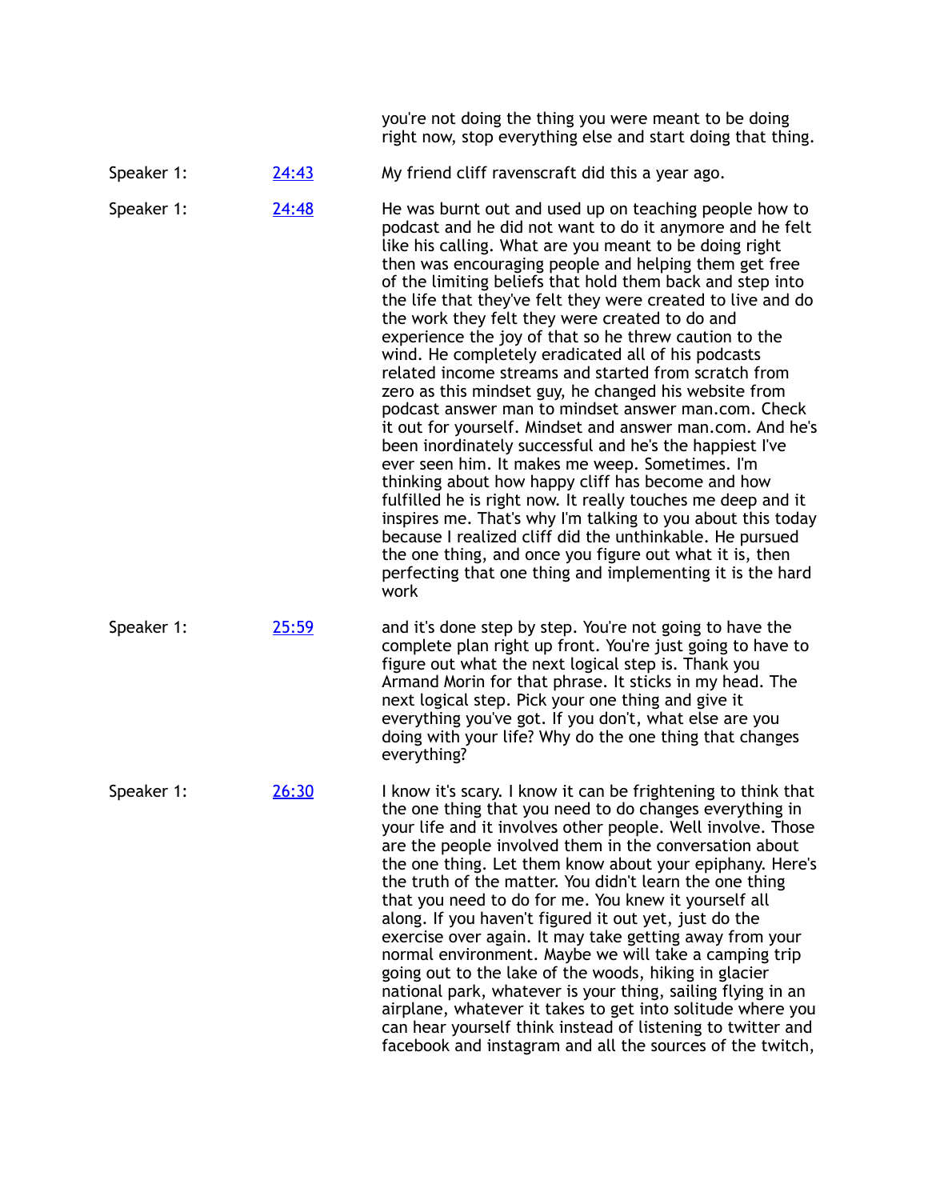you're not doing the thing you were meant to be doing right now, stop everything else and start doing that thing.

Speaker 1: [24:43] My friend cliff ravenscraft did this a year ago.

Speaker 1: [24:48] He was burnt out and used up on teaching people how to podcast and he did not want to do it anymore and he felt like his calling. What are you meant to be doing right then was encouraging people and helping them get free of the limiting beliefs that hold them back and step into the life that they've felt they were created to live and do the work they felt they were created to do and experience the joy of that so he threw caution to the wind. He completely eradicated all of his podcasts related income streams and started from scratch from zero as this mindset guy, he changed his website from podcast answer man to mindset answer man.com. Check it out for yourself. Mindset and answer man.com. And he's been inordinately successful and he's the happiest I've ever seen him. It makes me weep. Sometimes. I'm thinking about how happy cliff has become and how fulfilled he is right now. It really touches me deep and it inspires me. That's why I'm talking to you about this today because I realized cliff did the unthinkable. He pursued the one thing, and once you figure out what it is, then perfecting that one thing and implementing it is the hard work

Speaker 1: [25:59] and it's done step by step. You're not going to have the complete plan right up front. You're just going to have to figure out what the next logical step is. Thank you Armand Morin for that phrase. It sticks in my head. The next logical step. Pick your one thing and give it everything you've got. If you don't, what else are you doing with your life? Why do the one thing that changes everything?

Speaker 1: [26:30] I know it's scary. I know it can be frightening to think that the one thing that you need to do changes everything in your life and it involves other people. Well involve. Those are the people involved them in the conversation about the one thing. Let them know about your epiphany. Here's the truth of the matter. You didn't learn the one thing that you need to do for me. You knew it yourself all along. If you haven't figured it out yet, just do the exercise over again. It may take getting away from your normal environment. Maybe we will take a camping trip going out to the lake of the woods, hiking in glacier national park, whatever is your thing, sailing flying in an airplane, whatever it takes to get into solitude where you can hear yourself think instead of listening to twitter and facebook and instagram and all the sources of the twitch,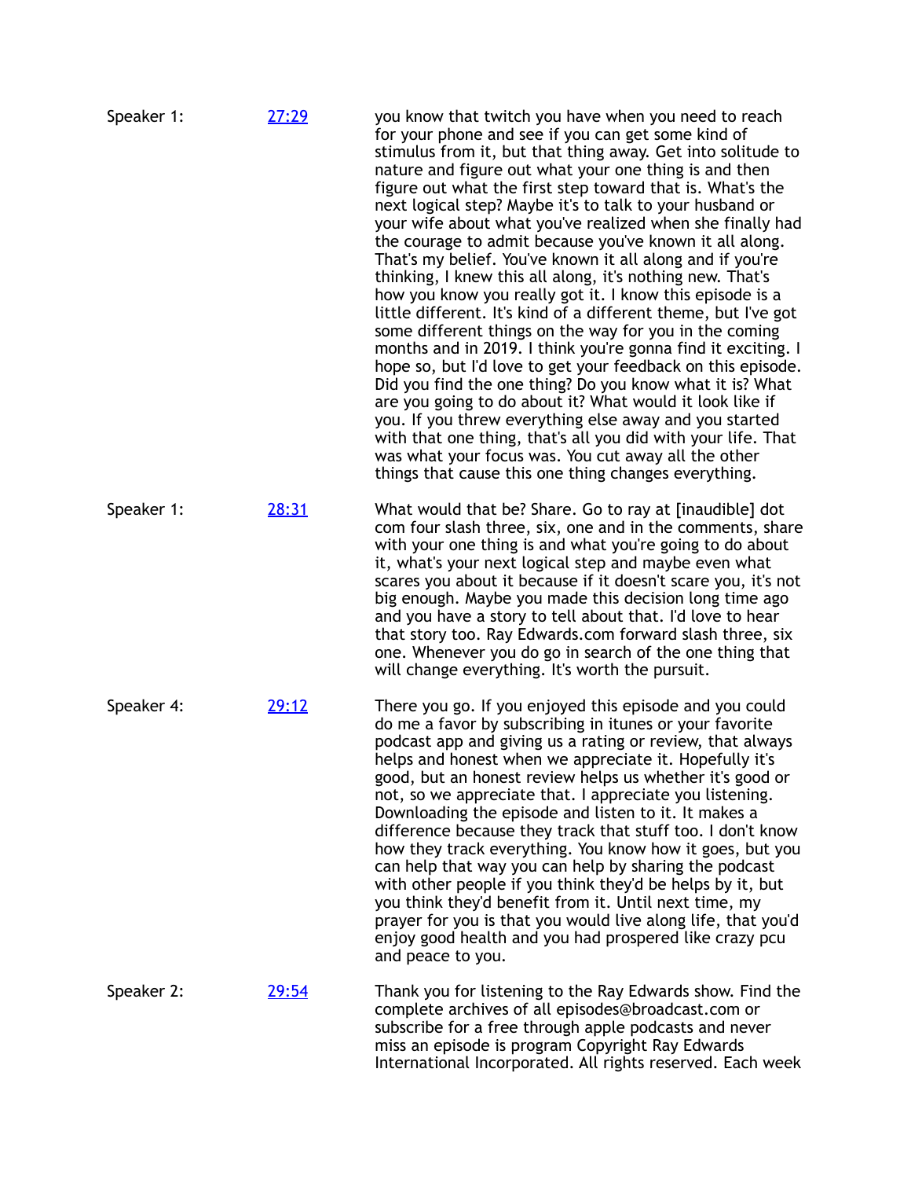| | | |
|---|---|---|
| Speaker 1: | [27:29]() | you know that twitch you have when you need to reach for your phone and see if you can get some kind of stimulus from it, but that thing away. Get into solitude to nature and figure out what your one thing is and then figure out what the first step toward that is. What's the next logical step? Maybe it's to talk to your husband or your wife about what you've realized when she finally had the courage to admit because you've known it all along. That's my belief. You've known it all along and if you're thinking, I knew this all along, it's nothing new. That's how you know you really got it. I know this episode is a little different. It's kind of a different theme, but I've got some different things on the way for you in the coming months and in 2019. I think you're gonna find it exciting. I hope so, but I'd love to get your feedback on this episode. Did you find the one thing? Do you know what it is? What are you going to do about it? What would it look like if you. If you threw everything else away and you started with that one thing, that's all you did with your life. That was what your focus was. You cut away all the other things that cause this one thing changes everything. |
| Speaker 1: | [28:31]() | What would that be? Share. Go to ray at [inaudible] dot com four slash three, six, one and in the comments, share with your one thing is and what you're going to do about it, what's your next logical step and maybe even what scares you about it because if it doesn't scare you, it's not big enough. Maybe you made this decision long time ago and you have a story to tell about that. I'd love to hear that story too. Ray Edwards.com forward slash three, six one. Whenever you do go in search of the one thing that will change everything. It's worth the pursuit. |
| Speaker 4: | [29:12]() | There you go. If you enjoyed this episode and you could do me a favor by subscribing in itunes or your favorite podcast app and giving us a rating or review, that always helps and honest when we appreciate it. Hopefully it's good, but an honest review helps us whether it's good or not, so we appreciate that. I appreciate you listening. Downloading the episode and listen to it. It makes a difference because they track that stuff too. I don't know how they track everything. You know how it goes, but you can help that way you can help by sharing the podcast with other people if you think they'd be helps by it, but you think they'd benefit from it. Until next time, my prayer for you is that you would live along life, that you'd enjoy good health and you had prospered like crazy pcu and peace to you. |
| Speaker 2: | [29:54]() | Thank you for listening to the Ray Edwards show. Find the complete archives of all episodes@broadcast.com or subscribe for a free through apple podcasts and never miss an episode is program Copyright Ray Edwards International Incorporated. All rights reserved. Each week |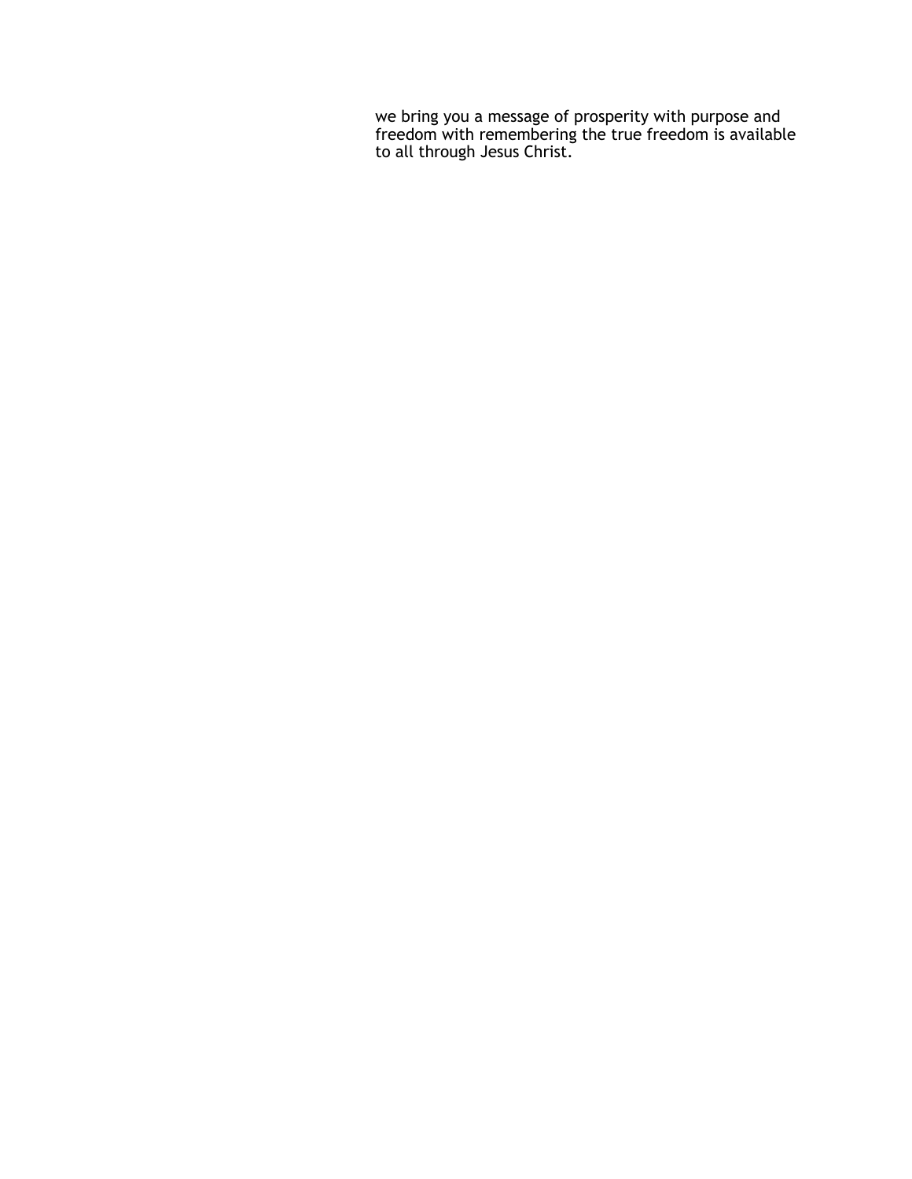we bring you a message of prosperity with purpose and freedom with remembering the true freedom is available to all through Jesus Christ.